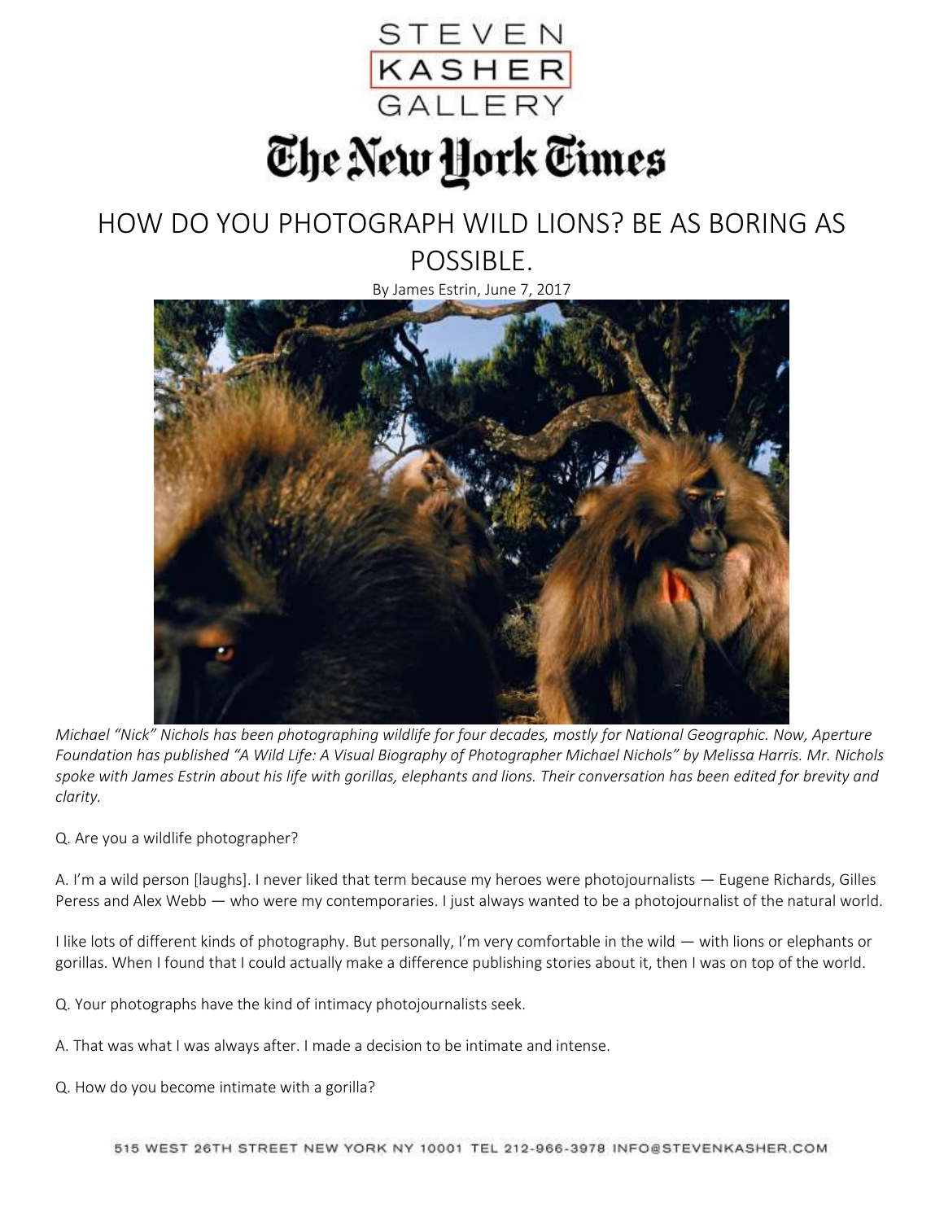STEVEN
KASHER
GALLERY

The New York Times

# HOW DO YOU PHOTOGRAPH WILD LIONS? BE AS BORING AS POSSIBLE.

By James Estrin, June 7, 2017

*Michael "Nick" Nichols has been photographing wildlife for four decades, mostly for National Geographic. Now, Aperture Foundation has published "A Wild Life: A Visual Biography of Photographer Michael Nichols" by Melissa Harris. Mr. Nichols spoke with James Estrin about his life with gorillas, elephants and lions. Their conversation has been edited for brevity and clarity.*

Q. Are you a wildlife photographer?

A. I'm a wild person [laughs]. I never liked that term because my heroes were photojournalists — Eugene Richards, Gilles Peress and Alex Webb — who were my contemporaries. I just always wanted to be a photojournalist of the natural world.

I like lots of different kinds of photography. But personally, I'm very comfortable in the wild — with lions or elephants or gorillas. When I found that I could actually make a difference publishing stories about it, then I was on top of the world.

Q. Your photographs have the kind of intimacy photojournalists seek.

A. That was what I was always after. I made a decision to be intimate and intense.

Q. How do you become intimate with a gorilla?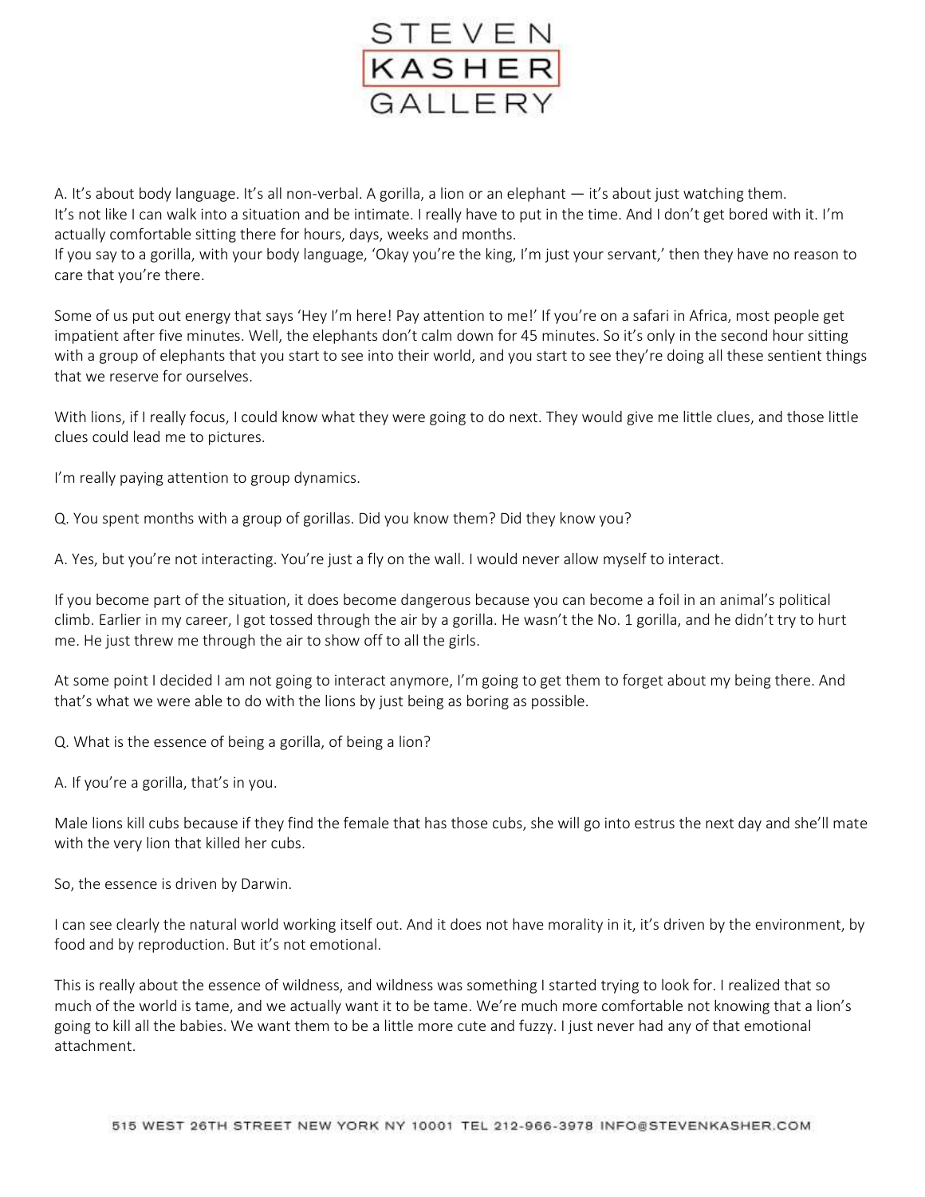A. It's about body language. It's all non-verbal. A gorilla, a lion or an elephant — it's about just watching them.
It's not like I can walk into a situation and be intimate. I really have to put in the time. And I don't get bored with it. I'm actually comfortable sitting there for hours, days, weeks and months.
If you say to a gorilla, with your body language, 'Okay you're the king, I'm just your servant,' then they have no reason to care that you're there.

Some of us put out energy that says 'Hey I'm here! Pay attention to me!' If you're on a safari in Africa, most people get impatient after five minutes. Well, the elephants don't calm down for 45 minutes. So it's only in the second hour sitting with a group of elephants that you start to see into their world, and you start to see they're doing all these sentient things that we reserve for ourselves.

With lions, if I really focus, I could know what they were going to do next. They would give me little clues, and those little clues could lead me to pictures.

I'm really paying attention to group dynamics.

Q. You spent months with a group of gorillas. Did you know them? Did they know you?

A. Yes, but you're not interacting. You're just a fly on the wall. I would never allow myself to interact.

If you become part of the situation, it does become dangerous because you can become a foil in an animal's political climb. Earlier in my career, I got tossed through the air by a gorilla. He wasn't the No. 1 gorilla, and he didn't try to hurt me. He just threw me through the air to show off to all the girls.

At some point I decided I am not going to interact anymore, I'm going to get them to forget about my being there. And that's what we were able to do with the lions by just being as boring as possible.

Q. What is the essence of being a gorilla, of being a lion?

A. If you're a gorilla, that's in you.

Male lions kill cubs because if they find the female that has those cubs, she will go into estrus the next day and she'll mate with the very lion that killed her cubs.

So, the essence is driven by Darwin.

I can see clearly the natural world working itself out. And it does not have morality in it, it's driven by the environment, by food and by reproduction. But it's not emotional.

This is really about the essence of wildness, and wildness was something I started trying to look for. I realized that so much of the world is tame, and we actually want it to be tame. We're much more comfortable not knowing that a lion's going to kill all the babies. We want them to be a little more cute and fuzzy. I just never had any of that emotional attachment.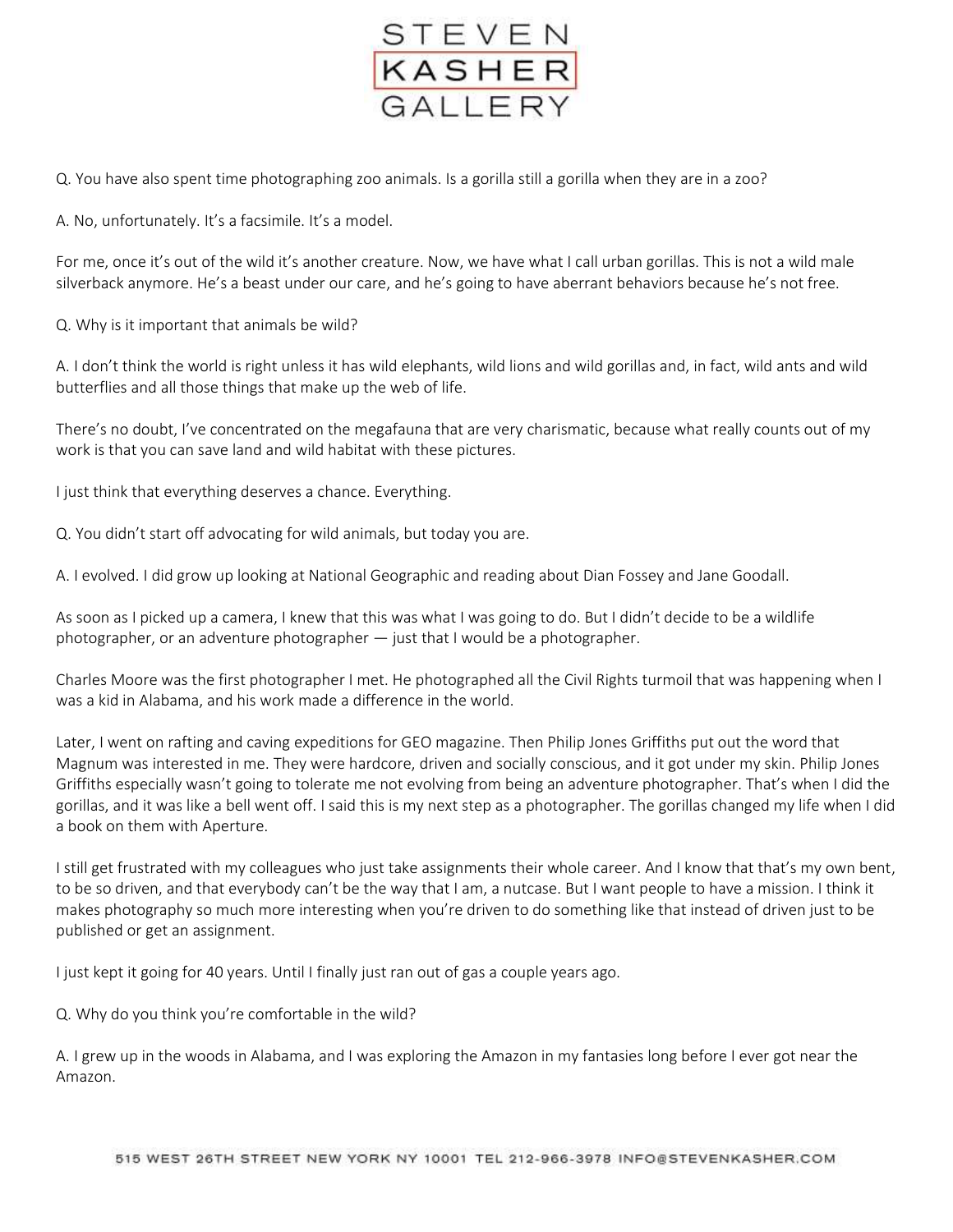Q. You have also spent time photographing zoo animals. Is a gorilla still a gorilla when they are in a zoo?

A. No, unfortunately. It's a facsimile. It's a model.

For me, once it's out of the wild it's another creature. Now, we have what I call urban gorillas. This is not a wild male silverback anymore. He's a beast under our care, and he's going to have aberrant behaviors because he's not free.

Q. Why is it important that animals be wild?

A. I don't think the world is right unless it has wild elephants, wild lions and wild gorillas and, in fact, wild ants and wild butterflies and all those things that make up the web of life.

There's no doubt, I've concentrated on the megafauna that are very charismatic, because what really counts out of my work is that you can save land and wild habitat with these pictures.

I just think that everything deserves a chance. Everything.

Q. You didn't start off advocating for wild animals, but today you are.

A. I evolved. I did grow up looking at National Geographic and reading about Dian Fossey and Jane Goodall.

As soon as I picked up a camera, I knew that this was what I was going to do. But I didn't decide to be a wildlife photographer, or an adventure photographer — just that I would be a photographer.

Charles Moore was the first photographer I met. He photographed all the Civil Rights turmoil that was happening when I was a kid in Alabama, and his work made a difference in the world.

Later, I went on rafting and caving expeditions for GEO magazine. Then Philip Jones Griffiths put out the word that Magnum was interested in me. They were hardcore, driven and socially conscious, and it got under my skin. Philip Jones Griffiths especially wasn't going to tolerate me not evolving from being an adventure photographer. That's when I did the gorillas, and it was like a bell went off. I said this is my next step as a photographer. The gorillas changed my life when I did a book on them with Aperture.

I still get frustrated with my colleagues who just take assignments their whole career. And I know that that's my own bent, to be so driven, and that everybody can't be the way that I am, a nutcase. But I want people to have a mission. I think it makes photography so much more interesting when you're driven to do something like that instead of driven just to be published or get an assignment.

I just kept it going for 40 years. Until I finally just ran out of gas a couple years ago.

Q. Why do you think you're comfortable in the wild?

A. I grew up in the woods in Alabama, and I was exploring the Amazon in my fantasies long before I ever got near the Amazon.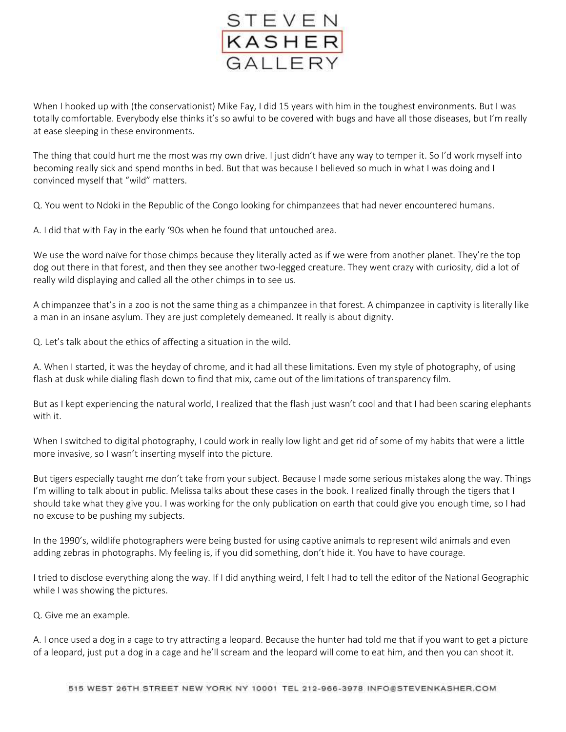When I hooked up with (the conservationist) Mike Fay, I did 15 years with him in the toughest environments. But I was totally comfortable. Everybody else thinks it's so awful to be covered with bugs and have all those diseases, but I'm really at ease sleeping in these environments.

The thing that could hurt me the most was my own drive. I just didn't have any way to temper it. So I'd work myself into becoming really sick and spend months in bed. But that was because I believed so much in what I was doing and I convinced myself that "wild" matters.

Q. You went to Ndoki in the Republic of the Congo looking for chimpanzees that had never encountered humans.

A. I did that with Fay in the early '90s when he found that untouched area.

We use the word naïve for those chimps because they literally acted as if we were from another planet. They're the top dog out there in that forest, and then they see another two-legged creature. They went crazy with curiosity, did a lot of really wild displaying and called all the other chimps in to see us.

A chimpanzee that's in a zoo is not the same thing as a chimpanzee in that forest. A chimpanzee in captivity is literally like a man in an insane asylum. They are just completely demeaned. It really is about dignity.

Q. Let's talk about the ethics of affecting a situation in the wild.

A. When I started, it was the heyday of chrome, and it had all these limitations. Even my style of photography, of using flash at dusk while dialing flash down to find that mix, came out of the limitations of transparency film.

But as I kept experiencing the natural world, I realized that the flash just wasn't cool and that I had been scaring elephants with it.

When I switched to digital photography, I could work in really low light and get rid of some of my habits that were a little more invasive, so I wasn't inserting myself into the picture.

But tigers especially taught me don't take from your subject. Because I made some serious mistakes along the way. Things I'm willing to talk about in public. Melissa talks about these cases in the book. I realized finally through the tigers that I should take what they give you. I was working for the only publication on earth that could give you enough time, so I had no excuse to be pushing my subjects.

In the 1990's, wildlife photographers were being busted for using captive animals to represent wild animals and even adding zebras in photographs. My feeling is, if you did something, don't hide it. You have to have courage.

I tried to disclose everything along the way. If I did anything weird, I felt I had to tell the editor of the National Geographic while I was showing the pictures.

Q. Give me an example.

A. I once used a dog in a cage to try attracting a leopard. Because the hunter had told me that if you want to get a picture of a leopard, just put a dog in a cage and he'll scream and the leopard will come to eat him, and then you can shoot it.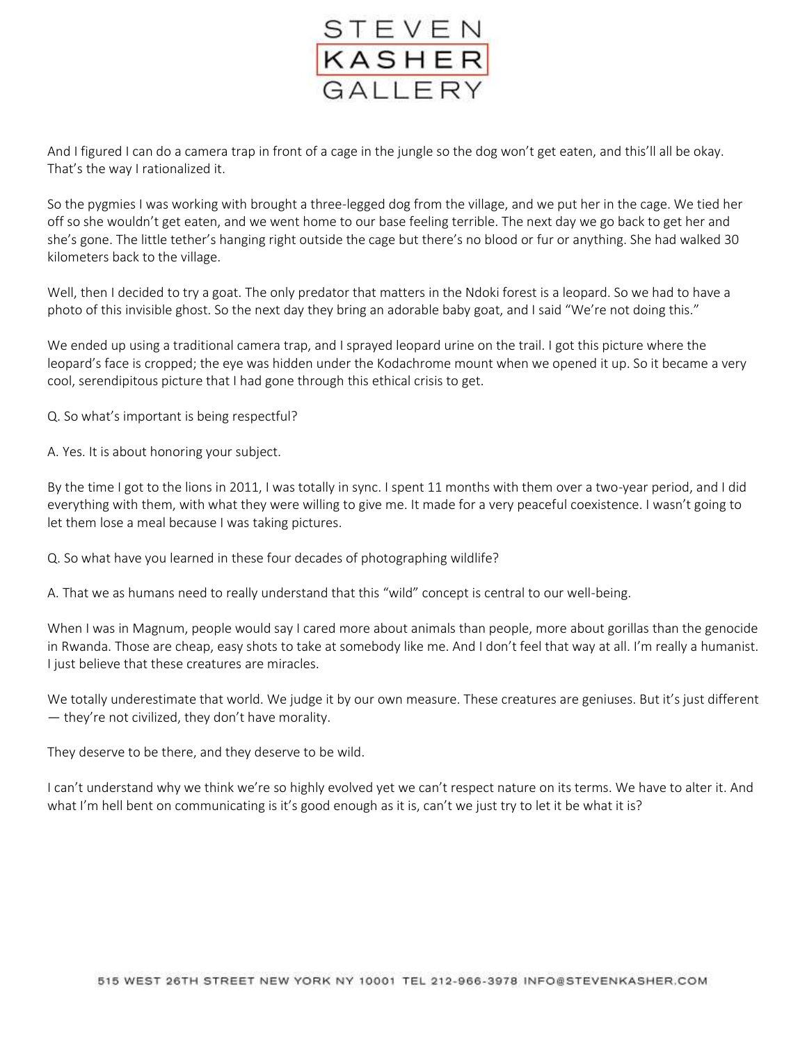And I figured I can do a camera trap in front of a cage in the jungle so the dog won't get eaten, and this'll all be okay. That's the way I rationalized it.

So the pygmies I was working with brought a three-legged dog from the village, and we put her in the cage. We tied her off so she wouldn't get eaten, and we went home to our base feeling terrible. The next day we go back to get her and she's gone. The little tether's hanging right outside the cage but there's no blood or fur or anything. She had walked 30 kilometers back to the village.

Well, then I decided to try a goat. The only predator that matters in the Ndoki forest is a leopard. So we had to have a photo of this invisible ghost. So the next day they bring an adorable baby goat, and I said "We're not doing this."

We ended up using a traditional camera trap, and I sprayed leopard urine on the trail. I got this picture where the leopard's face is cropped; the eye was hidden under the Kodachrome mount when we opened it up. So it became a very cool, serendipitous picture that I had gone through this ethical crisis to get.

Q. So what's important is being respectful?

A. Yes. It is about honoring your subject.

By the time I got to the lions in 2011, I was totally in sync. I spent 11 months with them over a two-year period, and I did everything with them, with what they were willing to give me. It made for a very peaceful coexistence. I wasn't going to let them lose a meal because I was taking pictures.

Q. So what have you learned in these four decades of photographing wildlife?

A. That we as humans need to really understand that this "wild" concept is central to our well-being.

When I was in Magnum, people would say I cared more about animals than people, more about gorillas than the genocide in Rwanda. Those are cheap, easy shots to take at somebody like me. And I don't feel that way at all. I'm really a humanist. I just believe that these creatures are miracles.

We totally underestimate that world. We judge it by our own measure. These creatures are geniuses. But it's just different — they're not civilized, they don't have morality.

They deserve to be there, and they deserve to be wild.

I can't understand why we think we're so highly evolved yet we can't respect nature on its terms. We have to alter it. And what I'm hell bent on communicating is it's good enough as it is, can't we just try to let it be what it is?